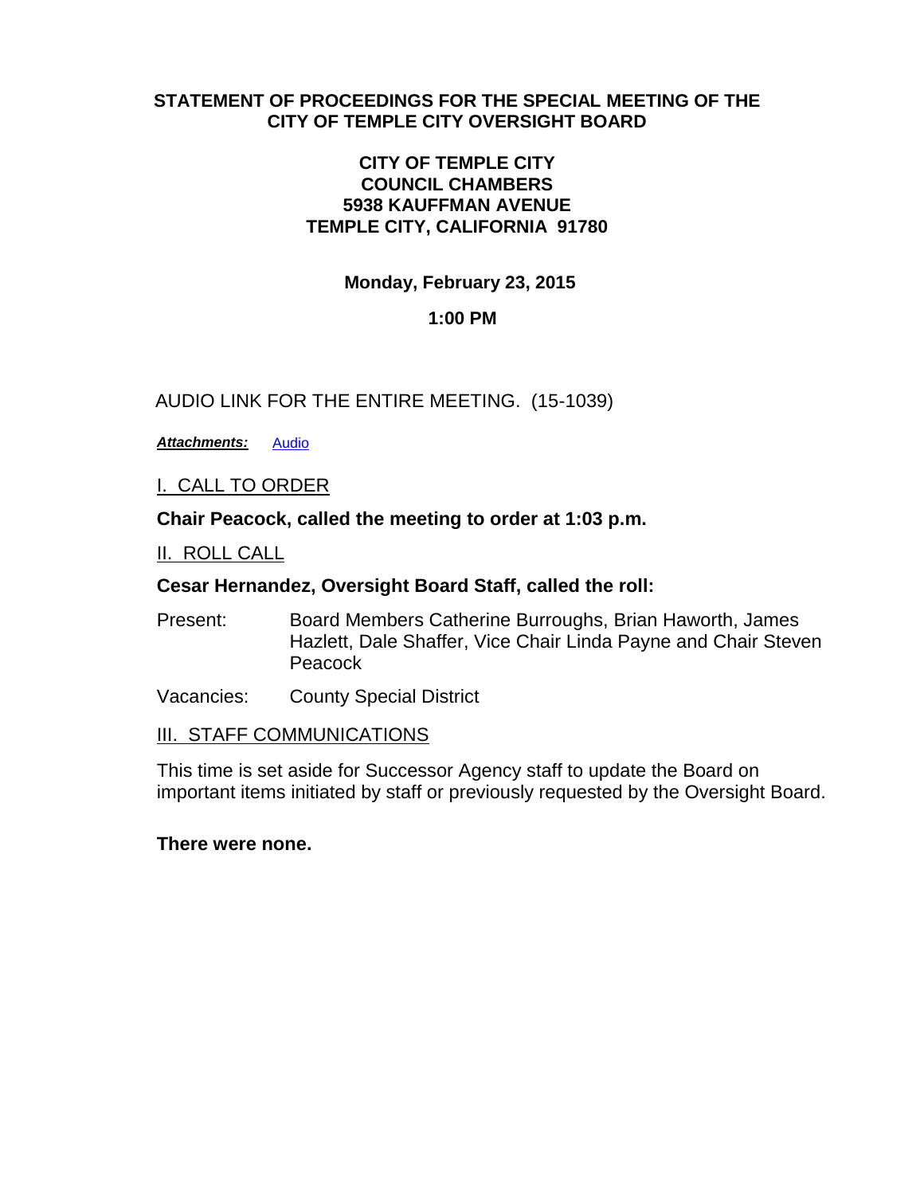# STATEMENT OF PROCEEDINGS FOR THE SPECIAL MEETING OF THE CITY OF TEMPLE CITY OVERSIGHT BOARD

**CITY OF TEMPLE CITY**
**COUNCIL CHAMBERS**
**5938 KAUFFMAN AVENUE**
**TEMPLE CITY, CALIFORNIA 91780**

**Monday, February 23, 2015**

**1:00 PM**

AUDIO LINK FOR THE ENTIRE MEETING. (15-1039)

***Attachments:*** Audio

## I. CALL TO ORDER

**Chair Peacock, called the meeting to order at 1:03 p.m.**

## II. ROLL CALL

**Cesar Hernandez, Oversight Board Staff, called the roll:**

Present: Board Members Catherine Burroughs, Brian Haworth, James Hazlett, Dale Shaffer, Vice Chair Linda Payne and Chair Steven Peacock

Vacancies: County Special District

## III. STAFF COMMUNICATIONS

This time is set aside for Successor Agency staff to update the Board on important items initiated by staff or previously requested by the Oversight Board.

**There were none.**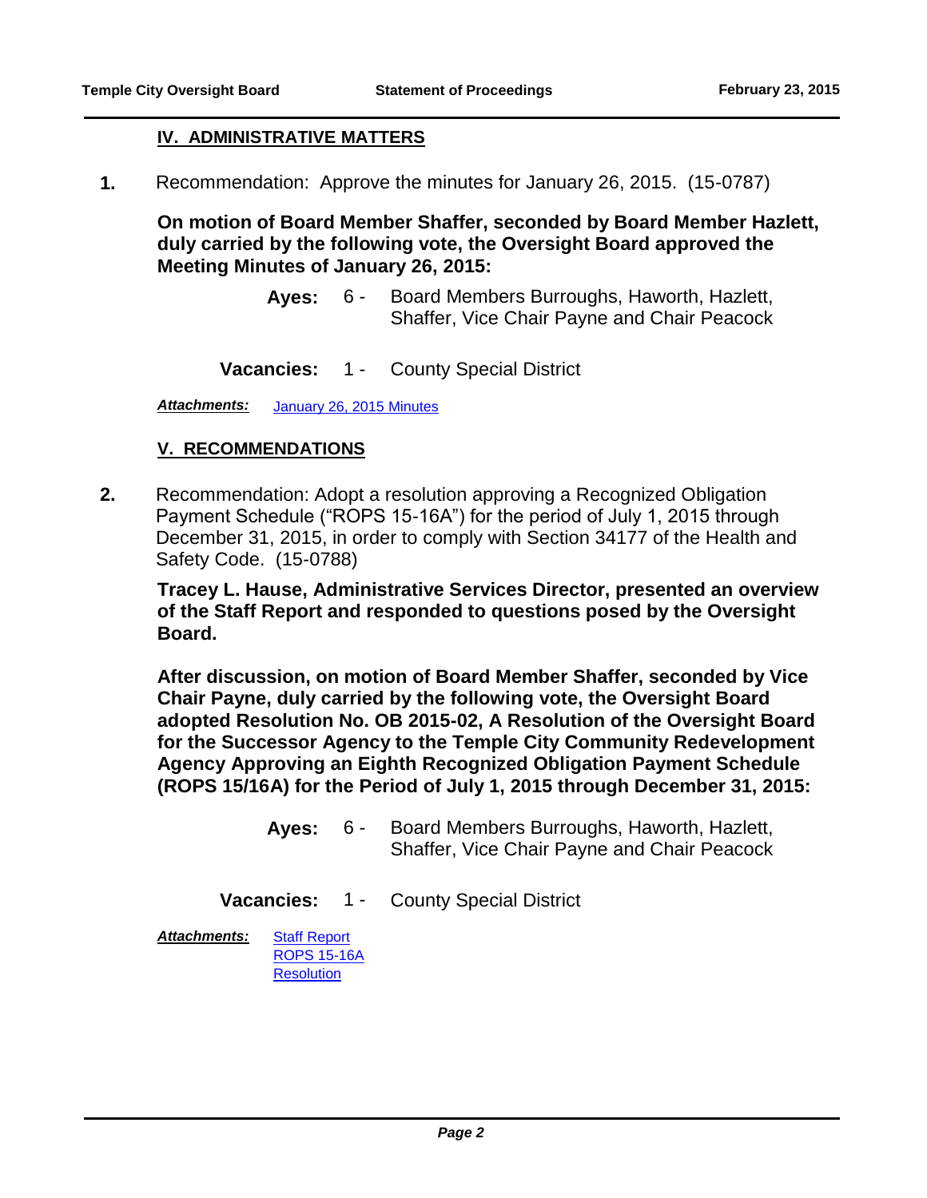## IV. ADMINISTRATIVE MATTERS

**1.** Recommendation: Approve the minutes for January 26, 2015. (15-0787)

**On motion of Board Member Shaffer, seconded by Board Member Hazlett, duly carried by the following vote, the Oversight Board approved the Meeting Minutes of January 26, 2015:**

**Ayes:** 6 - Board Members Burroughs, Haworth, Hazlett, Shaffer, Vice Chair Payne and Chair Peacock

**Vacancies:** 1 - County Special District

***Attachments:*** January 26, 2015 Minutes

## V. RECOMMENDATIONS

**2.** Recommendation: Adopt a resolution approving a Recognized Obligation Payment Schedule ("ROPS 15-16A") for the period of July 1, 2015 through December 31, 2015, in order to comply with Section 34177 of the Health and Safety Code. (15-0788)

**Tracey L. Hause, Administrative Services Director, presented an overview of the Staff Report and responded to questions posed by the Oversight Board.**

**After discussion, on motion of Board Member Shaffer, seconded by Vice Chair Payne, duly carried by the following vote, the Oversight Board adopted Resolution No. OB 2015-02, A Resolution of the Oversight Board for the Successor Agency to the Temple City Community Redevelopment Agency Approving an Eighth Recognized Obligation Payment Schedule (ROPS 15/16A) for the Period of July 1, 2015 through December 31, 2015:**

**Ayes:** 6 - Board Members Burroughs, Haworth, Hazlett, Shaffer, Vice Chair Payne and Chair Peacock

**Vacancies:** 1 - County Special District

***Attachments:*** Staff Report
ROPS 15-16A
Resolution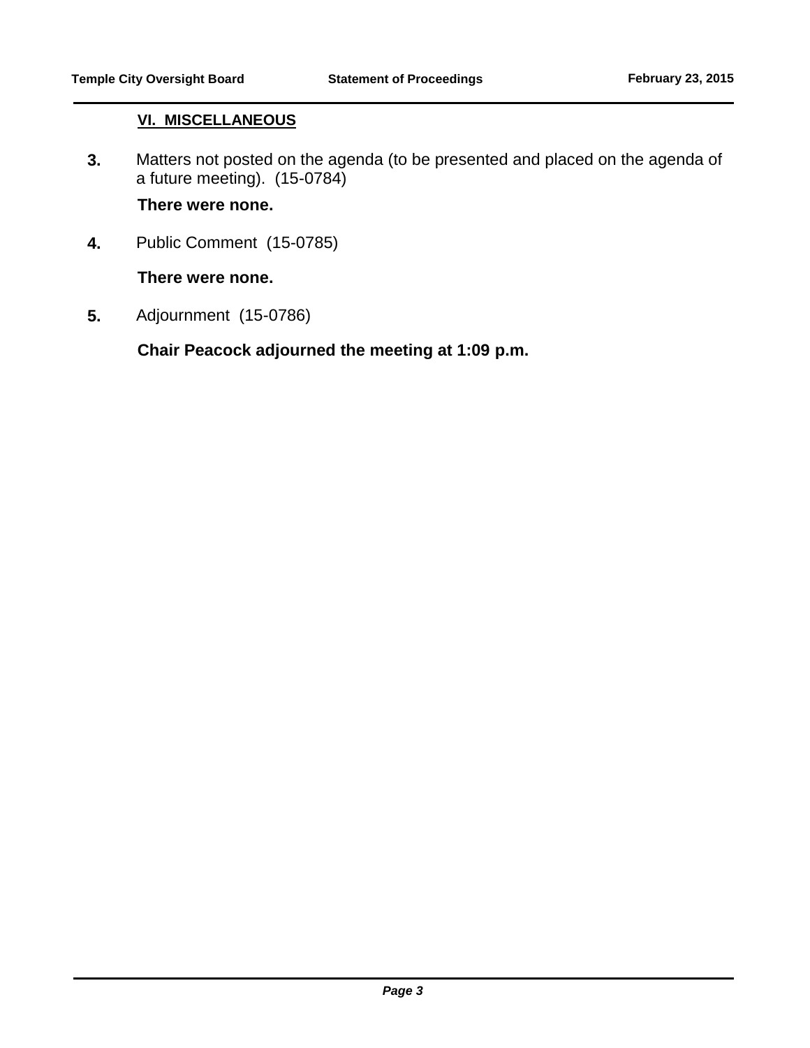**VI. MISCELLANEOUS**

**3.** Matters not posted on the agenda (to be presented and placed on the agenda of a future meeting). (15-0784)

**There were none.**

**4.** Public Comment (15-0785)

**There were none.**

**5.** Adjournment (15-0786)

**Chair Peacock adjourned the meeting at 1:09 p.m.**